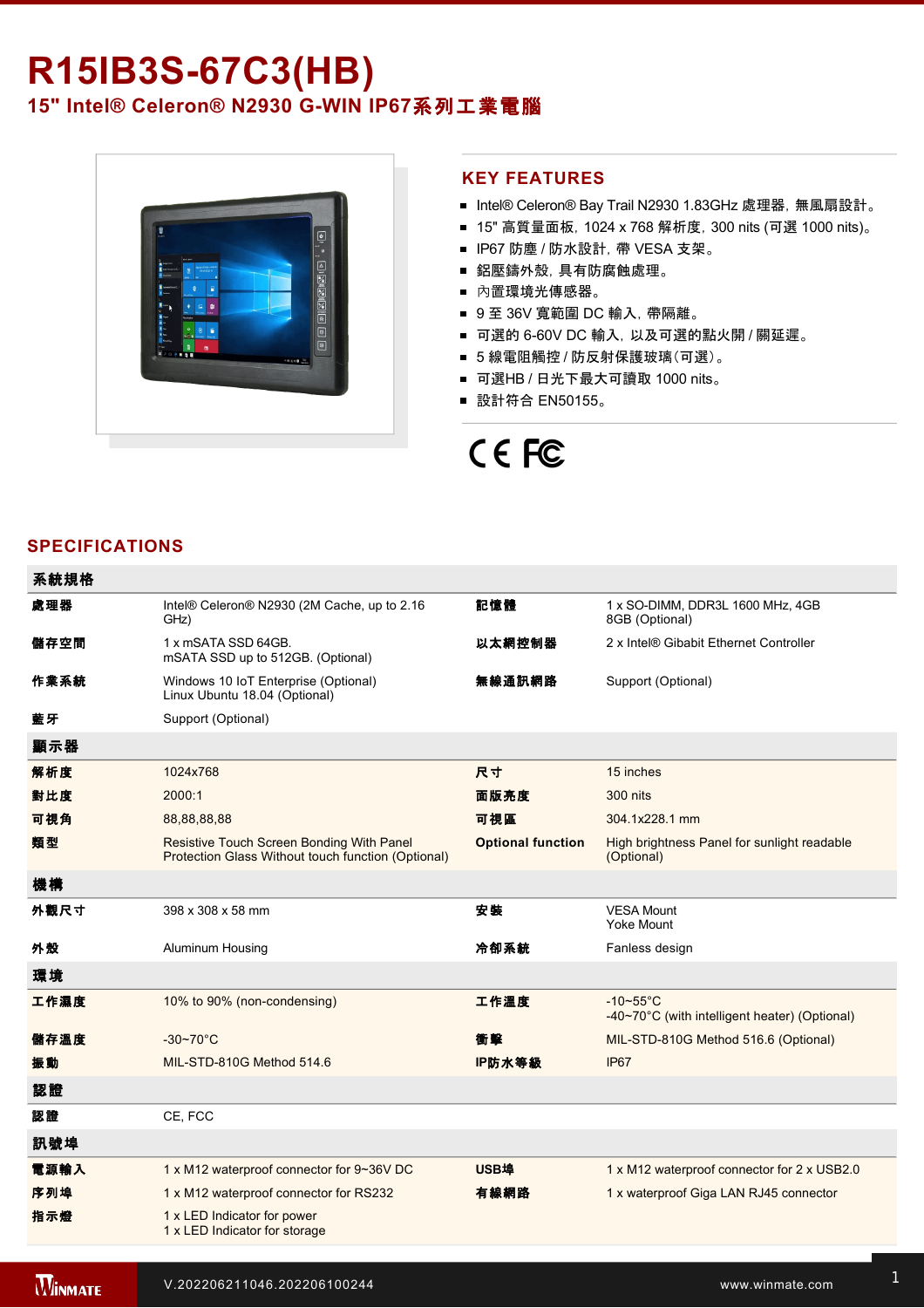# R15IB3S-67C3(HB)

## 15" Intel® Celeron® N2930 G-WIN IP67系列工業電腦

### KEY FEATURES

- Intel® Celeron® Bay Trail N2930 1.83GHz 處理器，無風扇設計。
- 15" 高質量面板，1024 x 768 解析度，300 nits (可選 1000 nits)。
- IP67 防塵 / 防水設計，帶 VESA 支架。
- 鋁壓鑄外殼，具有防腐蝕處理。
- 內置環境光傳感器。
- 9 至 36V 寬範圍 DC 輸入，帶隔離。
- 可選的 6-60V DC 輸入，以及可選的點火開 / 關延遲。
- 5 線電阻觸控 / 防反射保護玻璃（可選）。
- 可選HB / 日光下最大可讀取 1000 nits。
- 設計符合 EN50155。

CE FC

## SPECIFICATIONS

| 系統規格 | | | |
|---|---|---|---|
| 處理器 | Intel® Celeron® N2930 (2M Cache, up to 2.16 GHz) | 記憶體 | 1 x SO-DIMM, DDR3L 1600 MHz, 4GB<br>8GB (Optional) |
| 儲存空間 | 1 x mSATA SSD 64GB.<br>mSATA SSD up to 512GB. (Optional) | 以太網控制器 | 2 x Intel® Gibabit Ethernet Controller |
| 作業系統 | Windows 10 IoT Enterprise (Optional)<br>Linux Ubuntu 18.04 (Optional) | 無線通訊網路 | Support (Optional) |
| 藍牙 | Support (Optional) | | |
| **顯示器** | | | |
| 解析度 | 1024x768 | 尺寸 | 15 inches |
| 對比度 | 2000:1 | 面版亮度 | 300 nits |
| 可視角 | 88,88,88,88 | 可視區 | 304.1x228.1 mm |
| 類型 | Resistive Touch Screen Bonding With Panel<br>Protection Glass Without touch function (Optional) | Optional function | High brightness Panel for sunlight readable (Optional) |
| **機構** | | | |
| 外觀尺寸 | 398 x 308 x 58 mm | 安裝 | VESA Mount<br>Yoke Mount |
| 外殼 | Aluminum Housing | 冷卻系統 | Fanless design |
| **環境** | | | |
| 工作濕度 | 10% to 90% (non-condensing) | 工作溫度 | -10~55°C<br>-40~70°C (with intelligent heater) (Optional) |
| 儲存溫度 | -30~70°C | 衝擊 | MIL-STD-810G Method 516.6 (Optional) |
| 振動 | MIL-STD-810G Method 514.6 | IP防水等級 | IP67 |
| **認證** | | | |
| 認證 | CE, FCC | | |
| **訊號埠** | | | |
| 電源輸入 | 1 x M12 waterproof connector for 9~36V DC | USB埠 | 1 x M12 waterproof connector for 2 x USB2.0 |
| 序列埠 | 1 x M12 waterproof connector for RS232 | 有線網路 | 1 x waterproof Giga LAN RJ45 connector |
| 指示燈 | 1 x LED Indicator for power<br>1 x LED Indicator for storage | | |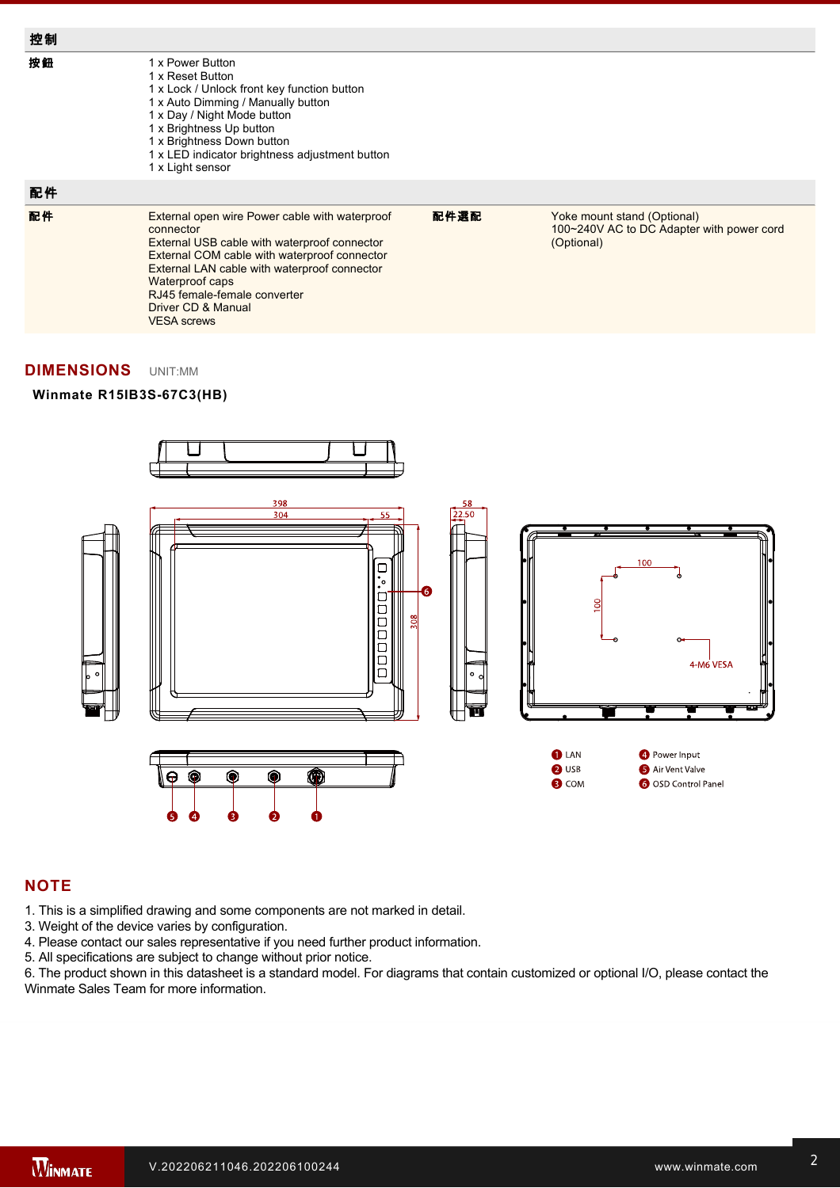## 控制

| | |
|---|---|
| 按鈕 | 1 x Power Button<br>1 x Reset Button<br>1 x Lock / Unlock front key function button<br>1 x Auto Dimming / Manually button<br>1 x Day / Night Mode button<br>1 x Brightness Up button<br>1 x Brightness Down button<br>1 x LED indicator brightness adjustment button<br>1 x Light sensor |

## 配件

| | | | |
|---|---|---|---|
| 配件 | External open wire Power cable with waterproof connector<br>External USB cable with waterproof connector<br>External COM cable with waterproof connector<br>External LAN cable with waterproof connector<br>Waterproof caps<br>RJ45 female-female converter<br>Driver CD & Manual<br>VESA screws | 配件選配 | Yoke mount stand (Optional)<br>100~240V AC to DC Adapter with power cord (Optional) |

## DIMENSIONS UNIT:MM

**Winmate R15IB3S-67C3(HB)**

398
304
55
58
22.50
308
100
100
4-M6 VESA

1 LAN
2 USB
3 COM
4 Power Input
5 Air Vent Valve
6 OSD Control Panel

## NOTE

1. This is a simplified drawing and some components are not marked in detail.
3. Weight of the device varies by configuration.
4. Please contact our sales representative if you need further product information.
5. All specifications are subject to change without prior notice.
6. The product shown in this datasheet is a standard model. For diagrams that contain customized or optional I/O, please contact the Winmate Sales Team for more information.